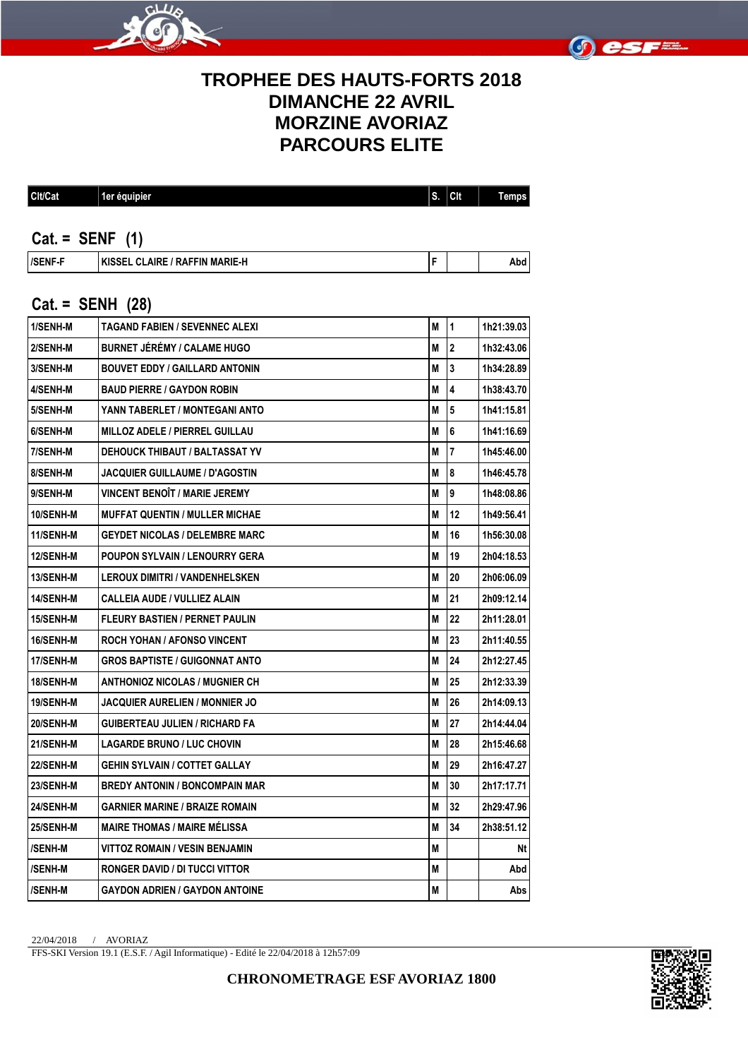# TROPHEE DES HAUTS-FORTS 2018
# DIMANCHE 22 AVRIL
# MORZINE AVORIAZ
# PARCOURS ELITE

| Clt/Cat | 1er équipier | S. | Clt | Temps |
|---|---|---|---|---|

## Cat. = SENF (1)

| Clt/Cat | 1er équipier | S. | Clt | Temps |
|---|---|---|---|---|
| /SENF-F | KISSEL CLAIRE / RAFFIN MARIE-H | F | | Abd |

## Cat. = SENH (28)

| Clt/Cat | 1er équipier | S. | Clt | Temps |
|---|---|---|---|---|
| 1/SENH-M | TAGAND FABIEN / SEVENNEC ALEXI | M | 1 | 1h21:39.03 |
| 2/SENH-M | BURNET JÉRÉMY / CALAME HUGO | M | 2 | 1h32:43.06 |
| 3/SENH-M | BOUVET EDDY / GAILLARD ANTONIN | M | 3 | 1h34:28.89 |
| 4/SENH-M | BAUD PIERRE / GAYDON ROBIN | M | 4 | 1h38:43.70 |
| 5/SENH-M | YANN TABERLET / MONTEGANI ANTO | M | 5 | 1h41:15.81 |
| 6/SENH-M | MILLOZ ADELE / PIERREL GUILLAU | M | 6 | 1h41:16.69 |
| 7/SENH-M | DEHOUCK THIBAUT / BALTASSAT YV | M | 7 | 1h45:46.00 |
| 8/SENH-M | JACQUIER GUILLAUME / D'AGOSTIN | M | 8 | 1h46:45.78 |
| 9/SENH-M | VINCENT BENOÎT / MARIE JEREMY | M | 9 | 1h48:08.86 |
| 10/SENH-M | MUFFAT QUENTIN / MULLER MICHAE | M | 12 | 1h49:56.41 |
| 11/SENH-M | GEYDET NICOLAS / DELEMBRE MARC | M | 16 | 1h56:30.08 |
| 12/SENH-M | POUPON SYLVAIN / LENOURRY GERA | M | 19 | 2h04:18.53 |
| 13/SENH-M | LEROUX DIMITRI / VANDENHELSKEN | M | 20 | 2h06:06.09 |
| 14/SENH-M | CALLEIA AUDE / VULLIEZ ALAIN | M | 21 | 2h09:12.14 |
| 15/SENH-M | FLEURY BASTIEN / PERNET PAULIN | M | 22 | 2h11:28.01 |
| 16/SENH-M | ROCH YOHAN / AFONSO VINCENT | M | 23 | 2h11:40.55 |
| 17/SENH-M | GROS BAPTISTE / GUIGONNAT ANTO | M | 24 | 2h12:27.45 |
| 18/SENH-M | ANTHONIOZ NICOLAS / MUGNIER CH | M | 25 | 2h12:33.39 |
| 19/SENH-M | JACQUIER AURELIEN / MONNIER JO | M | 26 | 2h14:09.13 |
| 20/SENH-M | GUIBERTEAU JULIEN / RICHARD FA | M | 27 | 2h14:44.04 |
| 21/SENH-M | LAGARDE BRUNO / LUC CHOVIN | M | 28 | 2h15:46.68 |
| 22/SENH-M | GEHIN SYLVAIN / COTTET GALLAY | M | 29 | 2h16:47.27 |
| 23/SENH-M | BREDY ANTONIN / BONCOMPAIN MAR | M | 30 | 2h17:17.71 |
| 24/SENH-M | GARNIER MARINE / BRAIZE ROMAIN | M | 32 | 2h29:47.96 |
| 25/SENH-M | MAIRE THOMAS / MAIRE MÉLISSA | M | 34 | 2h38:51.12 |
| /SENH-M | VITTOZ ROMAIN / VESIN BENJAMIN | M | | Nt |
| /SENH-M | RONGER DAVID / DI TUCCI VITTOR | M | | Abd |
| /SENH-M | GAYDON ADRIEN / GAYDON ANTOINE | M | | Abs |

22/04/2018 / AVORIAZ

FFS-SKI Version 19.1 (E.S.F. / Agil Informatique) - Edité le 22/04/2018 à 12h57:09

**CHRONOMETRAGE ESF AVORIAZ 1800**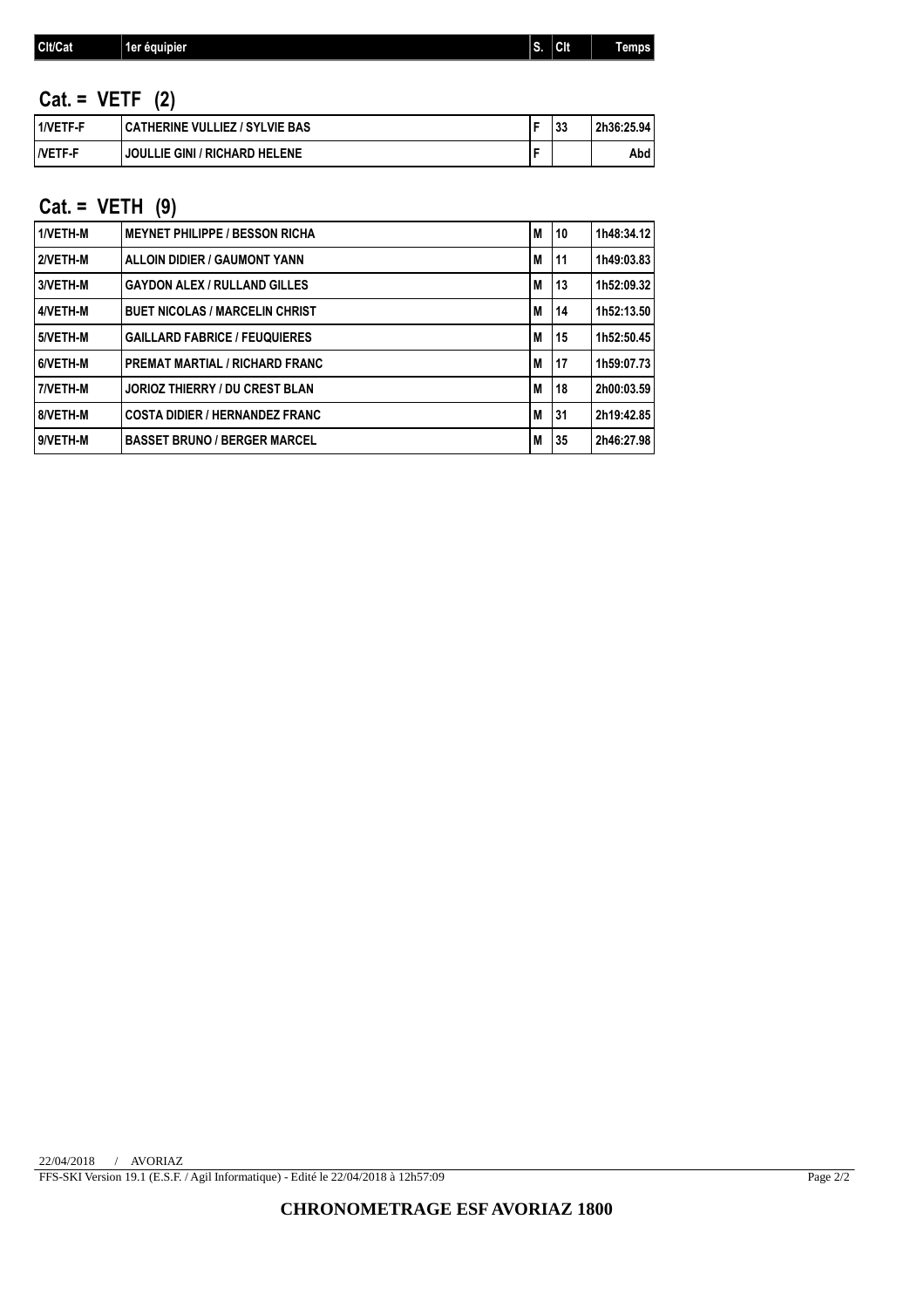| Clt/Cat | 1er équipier | S. | Clt | Temps |
|---|---|---|---|---|

## Cat. = VETF (2)

| Clt/Cat | 1er équipier | S. | Clt | Temps |
|---|---|---|---|---|
| 1/VETF-F | CATHERINE VULLIEZ / SYLVIE BAS | F | 33 | 2h36:25.94 |
| /VETF-F | JOULLIE GINI / RICHARD HELENE | F | | Abd |

## Cat. = VETH (9)

| Clt/Cat | 1er équipier | S. | Clt | Temps |
|---|---|---|---|---|
| 1/VETH-M | MEYNET PHILIPPE / BESSON RICHA | M | 10 | 1h48:34.12 |
| 2/VETH-M | ALLOIN DIDIER / GAUMONT YANN | M | 11 | 1h49:03.83 |
| 3/VETH-M | GAYDON ALEX / RULLAND GILLES | M | 13 | 1h52:09.32 |
| 4/VETH-M | BUET NICOLAS / MARCELIN CHRIST | M | 14 | 1h52:13.50 |
| 5/VETH-M | GAILLARD FABRICE / FEUQUIERES | M | 15 | 1h52:50.45 |
| 6/VETH-M | PREMAT MARTIAL / RICHARD FRANC | M | 17 | 1h59:07.73 |
| 7/VETH-M | JORIOZ THIERRY / DU CREST BLAN | M | 18 | 2h00:03.59 |
| 8/VETH-M | COSTA DIDIER / HERNANDEZ FRANC | M | 31 | 2h19:42.85 |
| 9/VETH-M | BASSET BRUNO / BERGER MARCEL | M | 35 | 2h46:27.98 |

22/04/2018 / AVORIAZ

FFS-SKI Version 19.1 (E.S.F. / Agil Informatique) - Edité le 22/04/2018 à 12h57:09

**CHRONOMETRAGE ESF AVORIAZ 1800**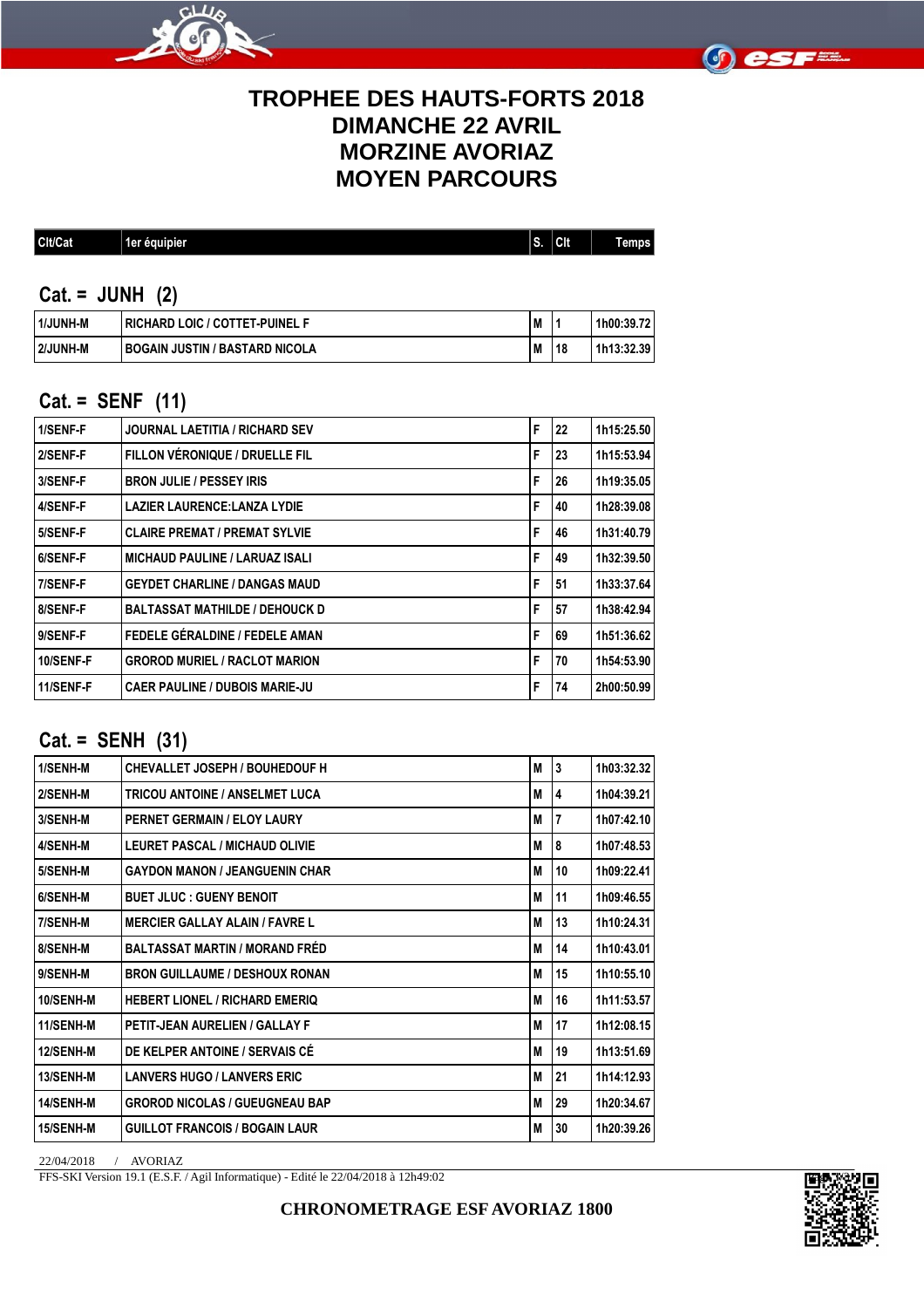# TROPHEE DES HAUTS-FORTS 2018
# DIMANCHE 22 AVRIL
# MORZINE AVORIAZ
# MOYEN PARCOURS

| Clt/Cat | 1er équipier | S. | Clt | Temps |
|---|---|---|---|---|

## Cat. = JUNH (2)

| Clt/Cat | 1er équipier | S. | Clt | Temps |
|---|---|---|---|---|
| 1/JUNH-M | RICHARD LOIC / COTTET-PUINEL F | M | 1 | 1h00:39.72 |
| 2/JUNH-M | BOGAIN JUSTIN / BASTARD NICOLA | M | 18 | 1h13:32.39 |

## Cat. = SENF (11)

| Clt/Cat | 1er équipier | S. | Clt | Temps |
|---|---|---|---|---|
| 1/SENF-F | JOURNAL LAETITIA / RICHARD SEV | F | 22 | 1h15:25.50 |
| 2/SENF-F | FILLON VÉRONIQUE / DRUELLE FIL | F | 23 | 1h15:53.94 |
| 3/SENF-F | BRON JULIE / PESSEY IRIS | F | 26 | 1h19:35.05 |
| 4/SENF-F | LAZIER LAURENCE:LANZA LYDIE | F | 40 | 1h28:39.08 |
| 5/SENF-F | CLAIRE PREMAT / PREMAT SYLVIE | F | 46 | 1h31:40.79 |
| 6/SENF-F | MICHAUD PAULINE / LARUAZ ISALI | F | 49 | 1h32:39.50 |
| 7/SENF-F | GEYDET CHARLINE / DANGAS MAUD | F | 51 | 1h33:37.64 |
| 8/SENF-F | BALTASSAT MATHILDE / DEHOUCK D | F | 57 | 1h38:42.94 |
| 9/SENF-F | FEDELE GÉRALDINE / FEDELE AMAN | F | 69 | 1h51:36.62 |
| 10/SENF-F | GROROD MURIEL / RACLOT MARION | F | 70 | 1h54:53.90 |
| 11/SENF-F | CAER PAULINE / DUBOIS MARIE-JU | F | 74 | 2h00:50.99 |

## Cat. = SENH (31)

| Clt/Cat | 1er équipier | S. | Clt | Temps |
|---|---|---|---|---|
| 1/SENH-M | CHEVALLET JOSEPH / BOUHEDOUF H | M | 3 | 1h03:32.32 |
| 2/SENH-M | TRICOU ANTOINE / ANSELMET LUCA | M | 4 | 1h04:39.21 |
| 3/SENH-M | PERNET GERMAIN / ELOY LAURY | M | 7 | 1h07:42.10 |
| 4/SENH-M | LEURET PASCAL / MICHAUD OLIVIE | M | 8 | 1h07:48.53 |
| 5/SENH-M | GAYDON MANON / JEANGUENIN CHAR | M | 10 | 1h09:22.41 |
| 6/SENH-M | BUET JLUC : GUENY BENOIT | M | 11 | 1h09:46.55 |
| 7/SENH-M | MERCIER GALLAY ALAIN / FAVRE L | M | 13 | 1h10:24.31 |
| 8/SENH-M | BALTASSAT MARTIN / MORAND FRÉD | M | 14 | 1h10:43.01 |
| 9/SENH-M | BRON GUILLAUME / DESHOUX RONAN | M | 15 | 1h10:55.10 |
| 10/SENH-M | HEBERT LIONEL / RICHARD EMERIQ | M | 16 | 1h11:53.57 |
| 11/SENH-M | PETIT-JEAN AURELIEN / GALLAY F | M | 17 | 1h12:08.15 |
| 12/SENH-M | DE KELPER ANTOINE / SERVAIS CÉ | M | 19 | 1h13:51.69 |
| 13/SENH-M | LANVERS HUGO / LANVERS ERIC | M | 21 | 1h14:12.93 |
| 14/SENH-M | GROROD NICOLAS / GUEUGNEAU BAP | M | 29 | 1h20:34.67 |
| 15/SENH-M | GUILLOT FRANCOIS / BOGAIN LAUR | M | 30 | 1h20:39.26 |

22/04/2018 / AVORIAZ

FFS-SKI Version 19.1 (E.S.F. / Agil Informatique) - Edité le 22/04/2018 à 12h49:02

**CHRONOMETRAGE ESF AVORIAZ 1800**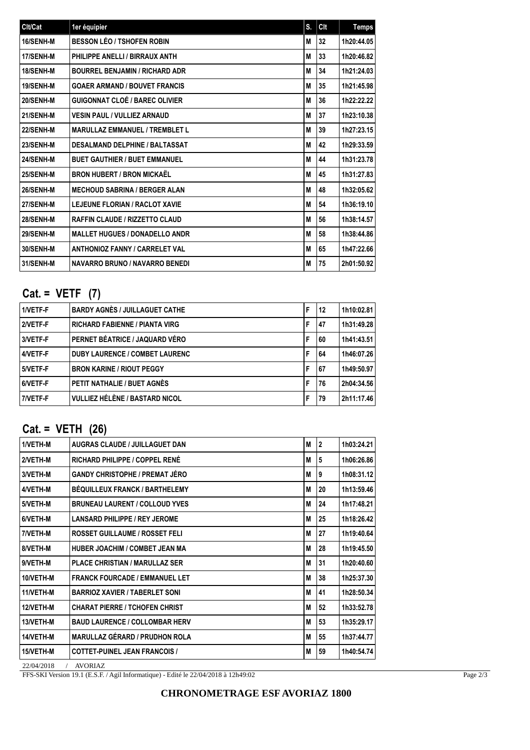| Clt/Cat | 1er équipier | S. | Clt | Temps |
|---|---|---|---|---|
| 16/SENH-M | BESSON LÉO / TSHOFEN ROBIN | M | 32 | 1h20:44.05 |
| 17/SENH-M | PHILIPPE ANELLI / BIRRAUX ANTH | M | 33 | 1h20:46.82 |
| 18/SENH-M | BOURREL BENJAMIN / RICHARD ADR | M | 34 | 1h21:24.03 |
| 19/SENH-M | GOAER ARMAND / BOUVET FRANCIS | M | 35 | 1h21:45.98 |
| 20/SENH-M | GUIGONNAT CLOÉ / BAREC OLIVIER | M | 36 | 1h22:22.22 |
| 21/SENH-M | VESIN PAUL / VULLIEZ ARNAUD | M | 37 | 1h23:10.38 |
| 22/SENH-M | MARULLAZ EMMANUEL / TREMBLET L | M | 39 | 1h27:23.15 |
| 23/SENH-M | DESALMAND DELPHINE / BALTASSAT | M | 42 | 1h29:33.59 |
| 24/SENH-M | BUET GAUTHIER / BUET EMMANUEL | M | 44 | 1h31:23.78 |
| 25/SENH-M | BRON HUBERT / BRON MICKAËL | M | 45 | 1h31:27.83 |
| 26/SENH-M | MECHOUD SABRINA / BERGER ALAN | M | 48 | 1h32:05.62 |
| 27/SENH-M | LEJEUNE FLORIAN / RACLOT XAVIE | M | 54 | 1h36:19.10 |
| 28/SENH-M | RAFFIN CLAUDE / RIZZETTO CLAUD | M | 56 | 1h38:14.57 |
| 29/SENH-M | MALLET HUGUES / DONADELLO ANDR | M | 58 | 1h38:44.86 |
| 30/SENH-M | ANTHONIOZ FANNY / CARRELET VAL | M | 65 | 1h47:22.66 |
| 31/SENH-M | NAVARRO BRUNO / NAVARRO BENEDI | M | 75 | 2h01:50.92 |

## Cat. = VETF (7)

| Clt/Cat | 1er équipier | S. | Clt | Temps |
|---|---|---|---|---|
| 1/VETF-F | BARDY AGNÈS / JUILLAGUET CATHE | F | 12 | 1h10:02.81 |
| 2/VETF-F | RICHARD FABIENNE / PIANTA VIRG | F | 47 | 1h31:49.28 |
| 3/VETF-F | PERNET BÉATRICE / JAQUARD VÉRO | F | 60 | 1h41:43.51 |
| 4/VETF-F | DUBY LAURENCE / COMBET LAURENC | F | 64 | 1h46:07.26 |
| 5/VETF-F | BRON KARINE / RIOUT PEGGY | F | 67 | 1h49:50.97 |
| 6/VETF-F | PETIT NATHALIE / BUET AGNÈS | F | 76 | 2h04:34.56 |
| 7/VETF-F | VULLIEZ HÉLÈNE / BASTARD NICOL | F | 79 | 2h11:17.46 |

## Cat. = VETH (26)

| Clt/Cat | 1er équipier | S. | Clt | Temps |
|---|---|---|---|---|
| 1/VETH-M | AUGRAS CLAUDE / JUILLAGUET DAN | M | 2 | 1h03:24.21 |
| 2/VETH-M | RICHARD PHILIPPE / COPPEL RENÉ | M | 5 | 1h06:26.86 |
| 3/VETH-M | GANDY CHRISTOPHE / PREMAT JÉRO | M | 9 | 1h08:31.12 |
| 4/VETH-M | BÉQUILLEUX FRANCK / BARTHELEMY | M | 20 | 1h13:59.46 |
| 5/VETH-M | BRUNEAU LAURENT / COLLOUD YVES | M | 24 | 1h17:48.21 |
| 6/VETH-M | LANSARD PHILIPPE / REY JEROME | M | 25 | 1h18:26.42 |
| 7/VETH-M | ROSSET GUILLAUME / ROSSET FELI | M | 27 | 1h19:40.64 |
| 8/VETH-M | HUBER JOACHIM / COMBET JEAN MA | M | 28 | 1h19:45.50 |
| 9/VETH-M | PLACE CHRISTIAN / MARULLAZ SER | M | 31 | 1h20:40.60 |
| 10/VETH-M | FRANCK FOURCADE / EMMANUEL LET | M | 38 | 1h25:37.30 |
| 11/VETH-M | BARRIOZ XAVIER / TABERLET SONI | M | 41 | 1h28:50.34 |
| 12/VETH-M | CHARAT PIERRE / TCHOFEN CHRIST | M | 52 | 1h33:52.78 |
| 13/VETH-M | BAUD LAURENCE / COLLOMBAR HERV | M | 53 | 1h35:29.17 |
| 14/VETH-M | MARULLAZ GÉRARD / PRUDHON ROLA | M | 55 | 1h37:44.77 |
| 15/VETH-M | COTTET-PUINEL JEAN FRANCOIS / | M | 59 | 1h40:54.74 |

22/04/2018 / AVORIAZ

FFS-SKI Version 19.1 (E.S.F. / Agil Informatique) - Edité le 22/04/2018 à 12h49:02

**CHRONOMETRAGE ESF AVORIAZ 1800**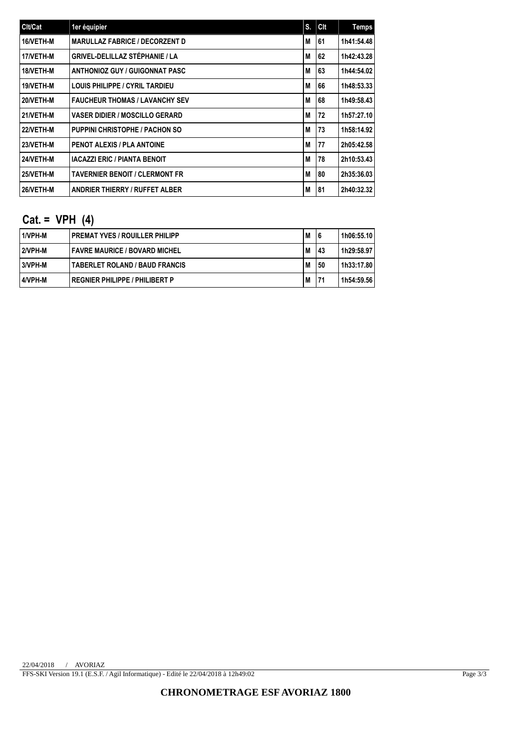| Clt/Cat | 1er équipier | S. | Clt | Temps |
|---|---|---|---|---|
| 16/VETH-M | MARULLAZ FABRICE / DECORZENT D | M | 61 | 1h41:54.48 |
| 17/VETH-M | GRIVEL-DELILLAZ STÉPHANIE / LA | M | 62 | 1h42:43.28 |
| 18/VETH-M | ANTHONIOZ GUY / GUIGONNAT PASC | M | 63 | 1h44:54.02 |
| 19/VETH-M | LOUIS PHILIPPE / CYRIL TARDIEU | M | 66 | 1h48:53.33 |
| 20/VETH-M | FAUCHEUR THOMAS / LAVANCHY SEV | M | 68 | 1h49:58.43 |
| 21/VETH-M | VASER DIDIER / MOSCILLO GERARD | M | 72 | 1h57:27.10 |
| 22/VETH-M | PUPPINI CHRISTOPHE / PACHON SO | M | 73 | 1h58:14.92 |
| 23/VETH-M | PENOT ALEXIS / PLA ANTOINE | M | 77 | 2h05:42.58 |
| 24/VETH-M | IACAZZI ERIC / PIANTA BENOIT | M | 78 | 2h10:53.43 |
| 25/VETH-M | TAVERNIER BENOIT / CLERMONT FR | M | 80 | 2h35:36.03 |
| 26/VETH-M | ANDRIER THIERRY / RUFFET ALBER | M | 81 | 2h40:32.32 |

## Cat. = VPH (4)

| Clt/Cat | 1er équipier | S. | Clt | Temps |
|---|---|---|---|---|
| 1/VPH-M | PREMAT YVES / ROUILLER PHILIPP | M | 6 | 1h06:55.10 |
| 2/VPH-M | FAVRE MAURICE / BOVARD MICHEL | M | 43 | 1h29:58.97 |
| 3/VPH-M | TABERLET ROLAND / BAUD FRANCIS | M | 50 | 1h33:17.80 |
| 4/VPH-M | REGNIER PHILIPPE / PHILIBERT P | M | 71 | 1h54:59.56 |

22/04/2018 / AVORIAZ

FFS-SKI Version 19.1 (E.S.F. / Agil Informatique) - Edité le 22/04/2018 à 12h49:02

**CHRONOMETRAGE ESF AVORIAZ 1800**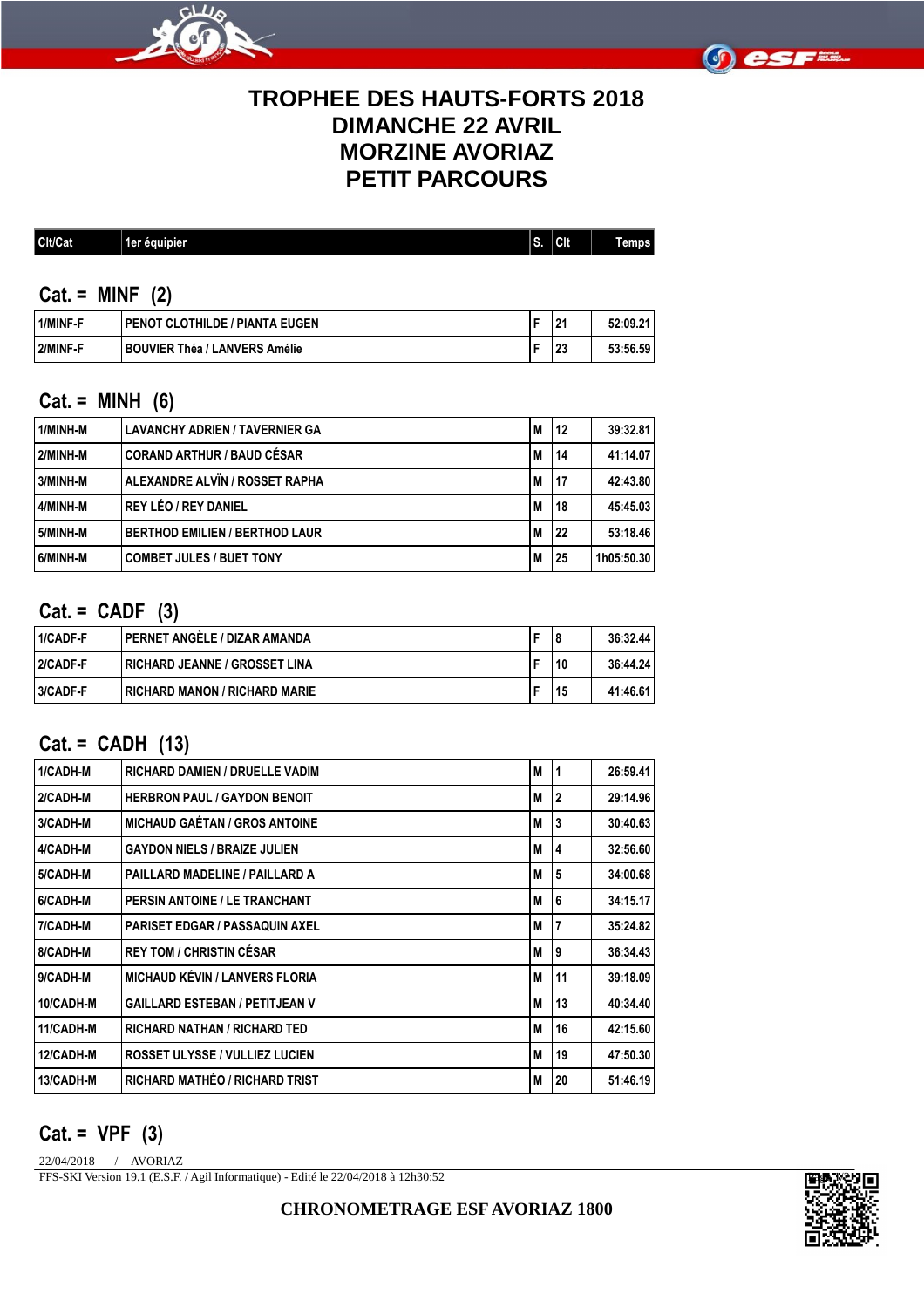# TROPHEE DES HAUTS-FORTS 2018
# DIMANCHE 22 AVRIL
# MORZINE AVORIAZ
# PETIT PARCOURS

| Clt/Cat | 1er équipier | S. | Clt | Temps |
|---|---|---|---|---|

## Cat. = MINF (2)

| Clt/Cat | 1er équipier | S. | Clt | Temps |
|---|---|---|---|---|
| 1/MINF-F | PENOT CLOTHILDE / PIANTA EUGEN | F | 21 | 52:09.21 |
| 2/MINF-F | BOUVIER Théa / LANVERS Amélie | F | 23 | 53:56.59 |

## Cat. = MINH (6)

| Clt/Cat | 1er équipier | S. | Clt | Temps |
|---|---|---|---|---|
| 1/MINH-M | LAVANCHY ADRIEN / TAVERNIER GA | M | 12 | 39:32.81 |
| 2/MINH-M | CORAND ARTHUR / BAUD CÉSAR | M | 14 | 41:14.07 |
| 3/MINH-M | ALEXANDRE ALVÏN / ROSSET RAPHA | M | 17 | 42:43.80 |
| 4/MINH-M | REY LÉO / REY DANIEL | M | 18 | 45:45.03 |
| 5/MINH-M | BERTHOD EMILIEN / BERTHOD LAUR | M | 22 | 53:18.46 |
| 6/MINH-M | COMBET JULES / BUET TONY | M | 25 | 1h05:50.30 |

## Cat. = CADF (3)

| Clt/Cat | 1er équipier | S. | Clt | Temps |
|---|---|---|---|---|
| 1/CADF-F | PERNET ANGÈLE / DIZAR AMANDA | F | 8 | 36:32.44 |
| 2/CADF-F | RICHARD JEANNE / GROSSET LINA | F | 10 | 36:44.24 |
| 3/CADF-F | RICHARD MANON / RICHARD MARIE | F | 15 | 41:46.61 |

## Cat. = CADH (13)

| Clt/Cat | 1er équipier | S. | Clt | Temps |
|---|---|---|---|---|
| 1/CADH-M | RICHARD DAMIEN / DRUELLE VADIM | M | 1 | 26:59.41 |
| 2/CADH-M | HERBRON PAUL / GAYDON BENOIT | M | 2 | 29:14.96 |
| 3/CADH-M | MICHAUD GAÉTAN / GROS ANTOINE | M | 3 | 30:40.63 |
| 4/CADH-M | GAYDON NIELS / BRAIZE JULIEN | M | 4 | 32:56.60 |
| 5/CADH-M | PAILLARD MADELINE / PAILLARD A | M | 5 | 34:00.68 |
| 6/CADH-M | PERSIN ANTOINE / LE TRANCHANT | M | 6 | 34:15.17 |
| 7/CADH-M | PARISET EDGAR / PASSAQUIN AXEL | M | 7 | 35:24.82 |
| 8/CADH-M | REY TOM / CHRISTIN CÉSAR | M | 9 | 36:34.43 |
| 9/CADH-M | MICHAUD KÉVIN / LANVERS FLORIA | M | 11 | 39:18.09 |
| 10/CADH-M | GAILLARD ESTEBAN / PETITJEAN V | M | 13 | 40:34.40 |
| 11/CADH-M | RICHARD NATHAN / RICHARD TED | M | 16 | 42:15.60 |
| 12/CADH-M | ROSSET ULYSSE / VULLIEZ LUCIEN | M | 19 | 47:50.30 |
| 13/CADH-M | RICHARD MATHÉO / RICHARD TRIST | M | 20 | 51:46.19 |

## Cat. = VPF (3)

22/04/2018 / AVORIAZ

FFS-SKI Version 19.1 (E.S.F. / Agil Informatique) - Edité le 22/04/2018 à 12h30:52

**CHRONOMETRAGE ESF AVORIAZ 1800**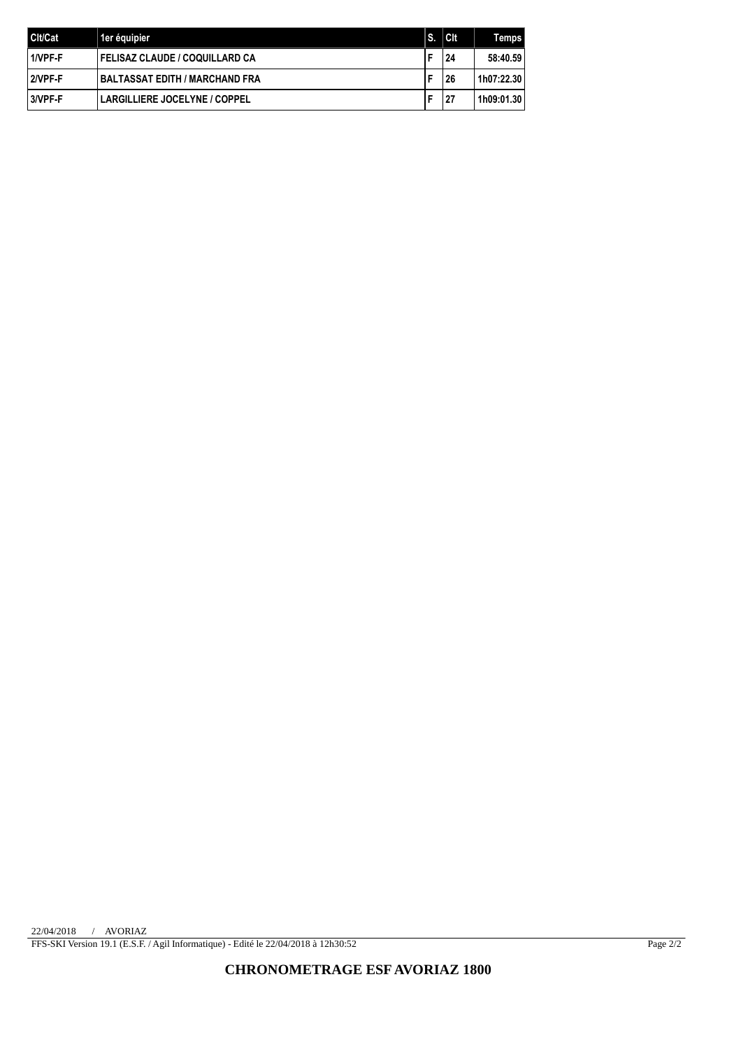| Clt/Cat | 1er équipier | S. | Clt | Temps |
|---|---|---|---|---|
| 1/VPF-F | FELISAZ CLAUDE / COQUILLARD CA | F | 24 | 58:40.59 |
| 2/VPF-F | BALTASSAT EDITH / MARCHAND FRA | F | 26 | 1h07:22.30 |
| 3/VPF-F | LARGILLIERE JOCELYNE / COPPEL | F | 27 | 1h09:01.30 |

22/04/2018 / AVORIAZ

FFS-SKI Version 19.1 (E.S.F. / Agil Informatique) - Edité le 22/04/2018 à 12h30:52

**CHRONOMETRAGE ESF AVORIAZ 1800**